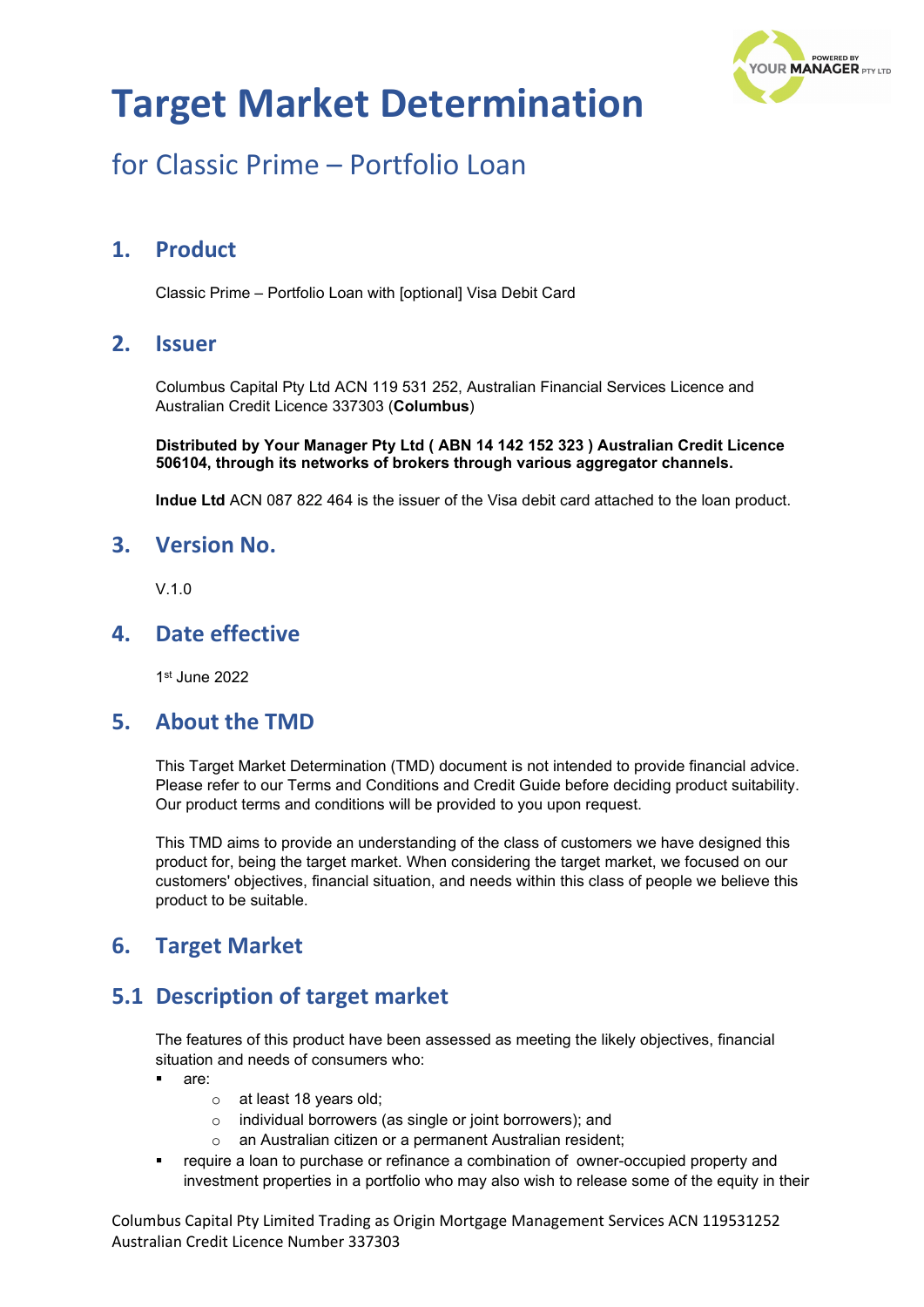# Target Market Determination

## for Classic Prime – Portfolio Loan

## 1. Product

Classic Prime – Portfolio Loan with [optional] Visa Debit Card

## 2. Issuer

Columbus Capital Pty Ltd ACN 119 531 252, Australian Financial Services Licence and Australian Credit Licence 337303 (**Columbus**)

**Distributed by Your Manager Pty Ltd ( ABN 14 142 152 323 ) Australian Credit Licence 506104, through its networks of brokers through various aggregator channels.**

**Indue Ltd** ACN 087 822 464 is the issuer of the Visa debit card attached to the loan product.

## 3. Version No.

V.1.0

## 4. Date effective

1st June 2022

## 5. About the TMD

This Target Market Determination (TMD) document is not intended to provide financial advice. Please refer to our Terms and Conditions and Credit Guide before deciding product suitability. Our product terms and conditions will be provided to you upon request.

This TMD aims to provide an understanding of the class of customers we have designed this product for, being the target market. When considering the target market, we focused on our customers' objectives, financial situation, and needs within this class of people we believe this product to be suitable.

## 6. Target Market

## 5.1 Description of target market

The features of this product have been assessed as meeting the likely objectives, financial situation and needs of consumers who:

- are:
  - at least 18 years old;
  - individual borrowers (as single or joint borrowers); and
  - an Australian citizen or a permanent Australian resident;
- require a loan to purchase or refinance a combination of owner-occupied property and investment properties in a portfolio who may also wish to release some of the equity in their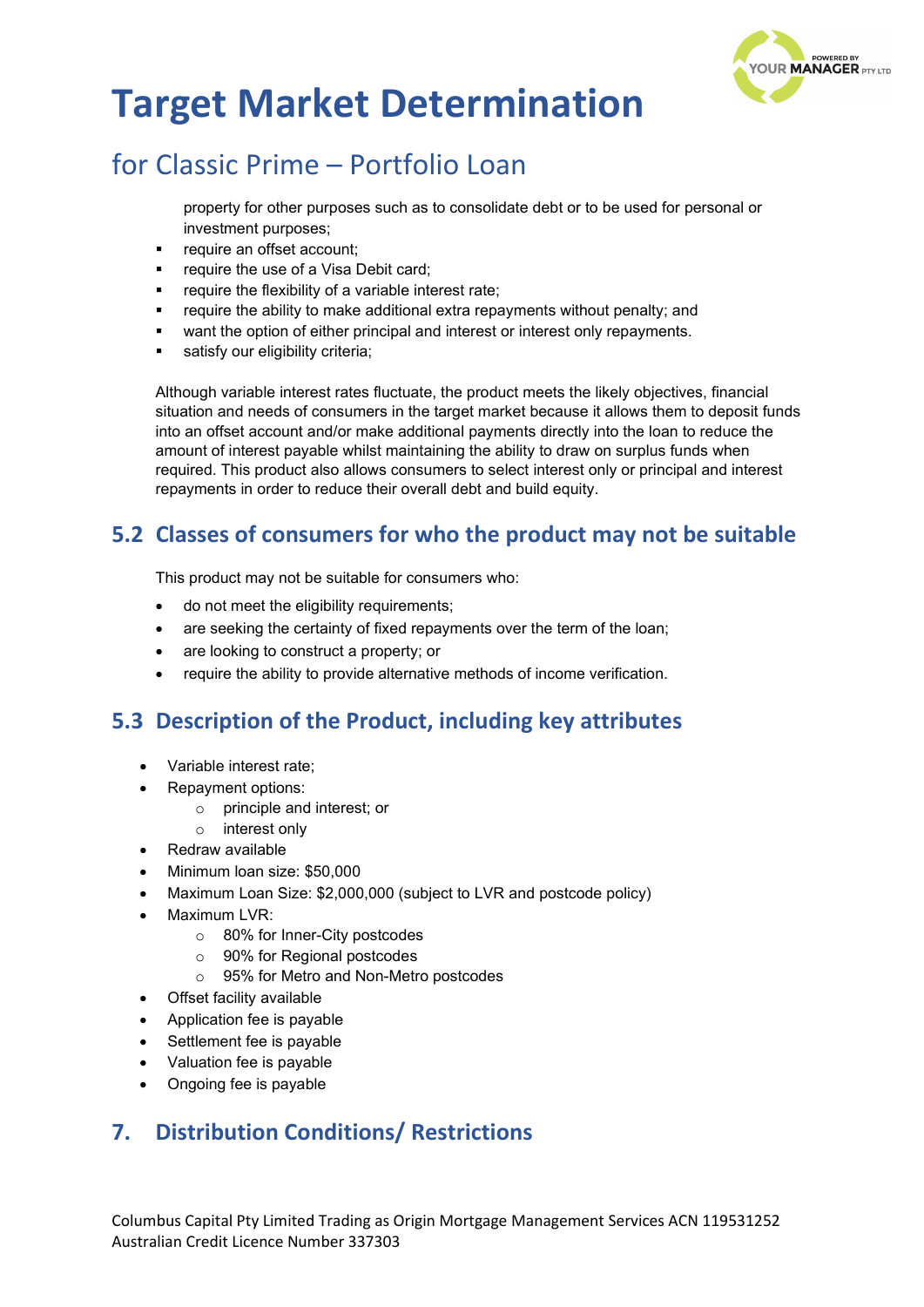property for other purposes such as to consolidate debt or to be used for personal or investment purposes;

- require an offset account;
- require the use of a Visa Debit card;
- require the flexibility of a variable interest rate;
- require the ability to make additional extra repayments without penalty; and
- want the option of either principal and interest or interest only repayments.
- satisfy our eligibility criteria;

Although variable interest rates fluctuate, the product meets the likely objectives, financial situation and needs of consumers in the target market because it allows them to deposit funds into an offset account and/or make additional payments directly into the loan to reduce the amount of interest payable whilst maintaining the ability to draw on surplus funds when required. This product also allows consumers to select interest only or principal and interest repayments in order to reduce their overall debt and build equity.

## 5.2 Classes of consumers for who the product may not be suitable

This product may not be suitable for consumers who:

- do not meet the eligibility requirements;
- are seeking the certainty of fixed repayments over the term of the loan;
- are looking to construct a property; or
- require the ability to provide alternative methods of income verification.

## 5.3 Description of the Product, including key attributes

- Variable interest rate;
- Repayment options:
  - principle and interest; or
  - interest only
- Redraw available
- Minimum loan size: $50,000
- Maximum Loan Size: $2,000,000 (subject to LVR and postcode policy)
- Maximum LVR:
  - 80% for Inner-City postcodes
  - 90% for Regional postcodes
  - 95% for Metro and Non-Metro postcodes
- Offset facility available
- Application fee is payable
- Settlement fee is payable
- Valuation fee is payable
- Ongoing fee is payable

## 7. Distribution Conditions/ Restrictions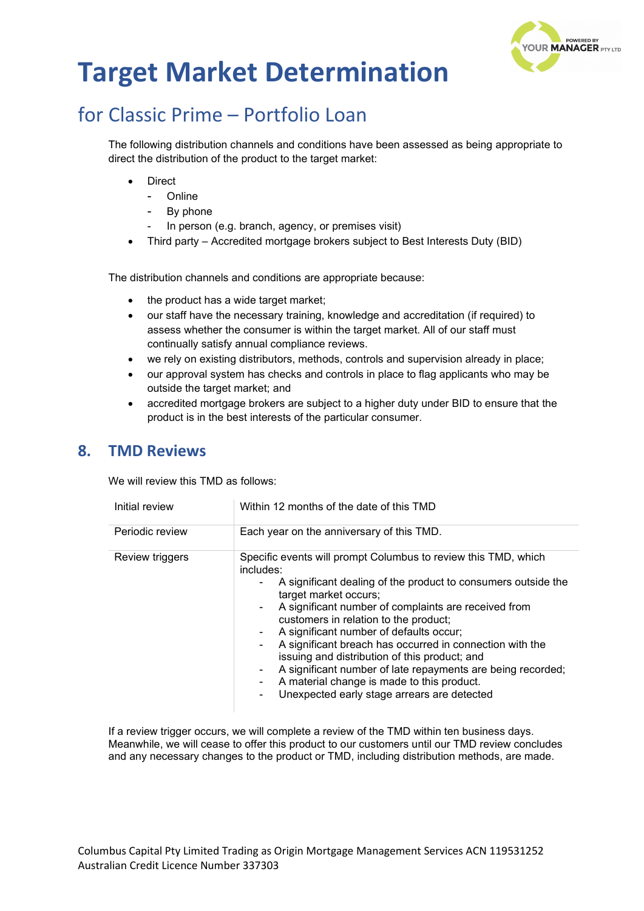# Target Market Determination

## for Classic Prime – Portfolio Loan

The following distribution channels and conditions have been assessed as being appropriate to direct the distribution of the product to the target market:

- Direct
  - Online
  - By phone
  - In person (e.g. branch, agency, or premises visit)
- Third party – Accredited mortgage brokers subject to Best Interests Duty (BID)

The distribution channels and conditions are appropriate because:

- the product has a wide target market;
- our staff have the necessary training, knowledge and accreditation (if required) to assess whether the consumer is within the target market. All of our staff must continually satisfy annual compliance reviews.
- we rely on existing distributors, methods, controls and supervision already in place;
- our approval system has checks and controls in place to flag applicants who may be outside the target market; and
- accredited mortgage brokers are subject to a higher duty under BID to ensure that the product is in the best interests of the particular consumer.

## 8. TMD Reviews

We will review this TMD as follows:

| | |
|---|---|
| Initial review | Within 12 months of the date of this TMD |
| Periodic review | Each year on the anniversary of this TMD. |
| Review triggers | Specific events will prompt Columbus to review this TMD, which includes:<br>- A significant dealing of the product to consumers outside the target market occurs;<br>- A significant number of complaints are received from customers in relation to the product;<br>- A significant number of defaults occur;<br>- A significant breach has occurred in connection with the issuing and distribution of this product; and<br>- A significant number of late repayments are being recorded;<br>- A material change is made to this product.<br>- Unexpected early stage arrears are detected |

If a review trigger occurs, we will complete a review of the TMD within ten business days. Meanwhile, we will cease to offer this product to our customers until our TMD review concludes and any necessary changes to the product or TMD, including distribution methods, are made.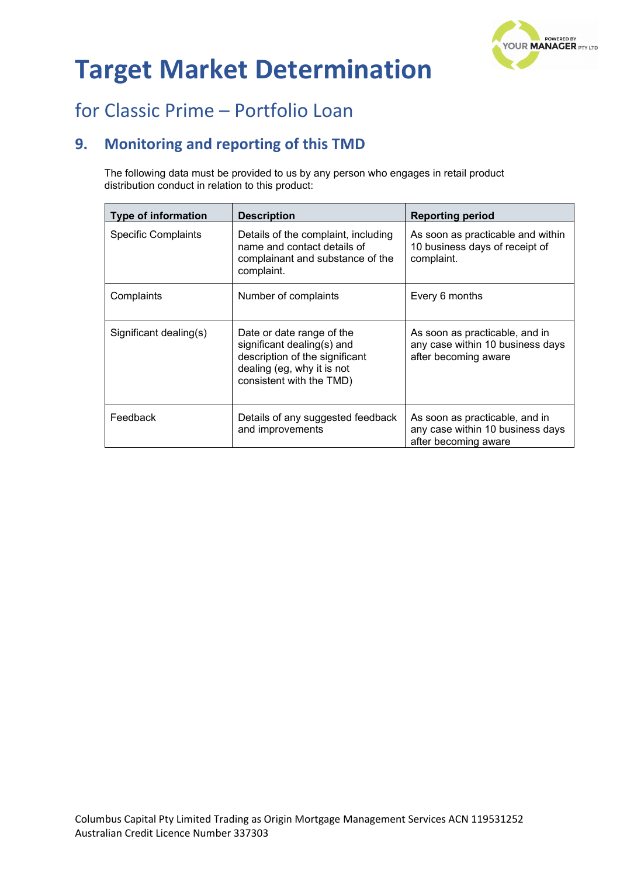# Target Market Determination

## for Classic Prime – Portfolio Loan

## 9. Monitoring and reporting of this TMD

The following data must be provided to us by any person who engages in retail product distribution conduct in relation to this product:

| Type of information | Description | Reporting period |
| --- | --- | --- |
| Specific Complaints | Details of the complaint, including name and contact details of complainant and substance of the complaint. | As soon as practicable and within 10 business days of receipt of complaint. |
| Complaints | Number of complaints | Every 6 months |
| Significant dealing(s) | Date or date range of the significant dealing(s) and description of the significant dealing (eg, why it is not consistent with the TMD) | As soon as practicable, and in any case within 10 business days after becoming aware |
| Feedback | Details of any suggested feedback and improvements | As soon as practicable, and in any case within 10 business days after becoming aware |